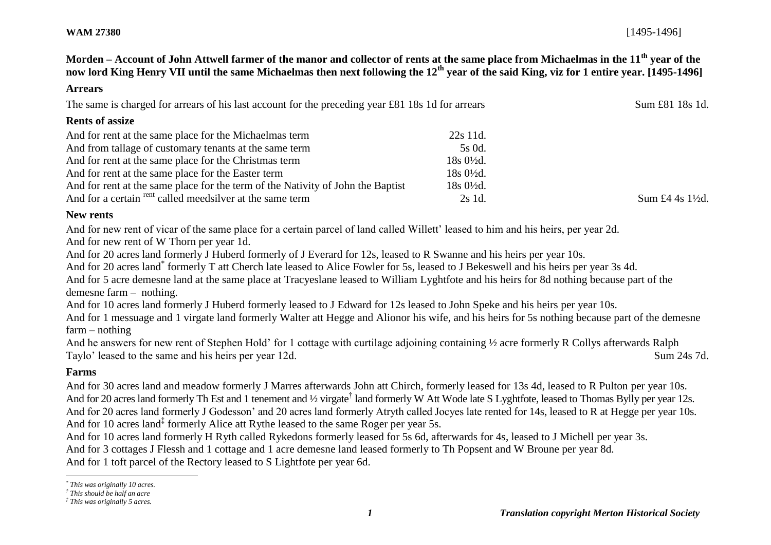**WAM 27380** [1495-1496]

**Morden – Account of John Attwell farmer of the manor and collector of rents at the same place from Michaelmas in the 11th year of the now lord King Henry VII until the same Michaelmas then next following the 12th year of the said King, viz for 1 entire year. [1495-1496]**

### Arrears

The same is charged for arrears of his last account for the preceding year £81 18s 1d for arrears Sum £81 18s 1d.

### Rents of assize

| | | |
|---|---|---|
| And for rent at the same place for the Michaelmas term | 22s 11d. | |
| And from tallage of customary tenants at the same term | 5s 0d. | |
| And for rent at the same place for the Christmas term | 18s 0½d. | |
| And for rent at the same place for the Easter term | 18s 0½d. | |
| And for rent at the same place for the term of the Nativity of John the Baptist | 18s 0½d. | |
| And for a certain rent called meedsilver at the same term | 2s 1d. | Sum £4 4s 1½d. |

### New rents

And for new rent of vicar of the same place for a certain parcel of land called Willett' leased to him and his heirs, per year 2d.

And for new rent of W Thorn per year 1d.

And for 20 acres land formerly J Huberd formerly of J Everard for 12s, leased to R Swanne and his heirs per year 10s.

And for 20 acres land[*] formerly T att Cherch late leased to Alice Fowler for 5s, leased to J Bekeswell and his heirs per year 3s 4d.

And for 5 acre demesne land at the same place at Tracyeslane leased to William Lyghtfote and his heirs for 8d nothing because part of the demesne farm – nothing.

And for 10 acres land formerly J Huberd formerly leased to J Edward for 12s leased to John Speke and his heirs per year 10s.

And for 1 messuage and 1 virgate land formerly Walter att Hegge and Alionor his wife, and his heirs for 5s nothing because part of the demesne farm – nothing

And he answers for new rent of Stephen Hold' for 1 cottage with curtilage adjoining containing ½ acre formerly R Collys afterwards Ralph Taylo' leased to the same and his heirs per year 12d. Sum 24s 7d.

### Farms

And for 30 acres land and meadow formerly J Marres afterwards John att Chirch, formerly leased for 13s 4d, leased to R Pulton per year 10s.

And for 20 acres land formerly Th Est and 1 tenement and ½ virgate[†] land formerly W Att Wode late S Lyghtfote, leased to Thomas Bylly per year 12s.

And for 20 acres land formerly J Godesson' and 20 acres land formerly Atryth called Jocyes late rented for 14s, leased to R at Hegge per year 10s.

And for 10 acres land[‡] formerly Alice att Rythe leased to the same Roger per year 5s.

And for 10 acres land formerly H Ryth called Rykedons formerly leased for 5s 6d, afterwards for 4s, leased to J Michell per year 3s.

And for 3 cottages J Flessh and 1 cottage and 1 acre demesne land leased formerly to Th Popsent and W Broune per year 8d.

And for 1 toft parcel of the Rectory leased to S Lightfote per year 6d.

---

[*] *This was originally 10 acres.*

[†] *This should be half an acre*

[‡] *This was originally 5 acres.*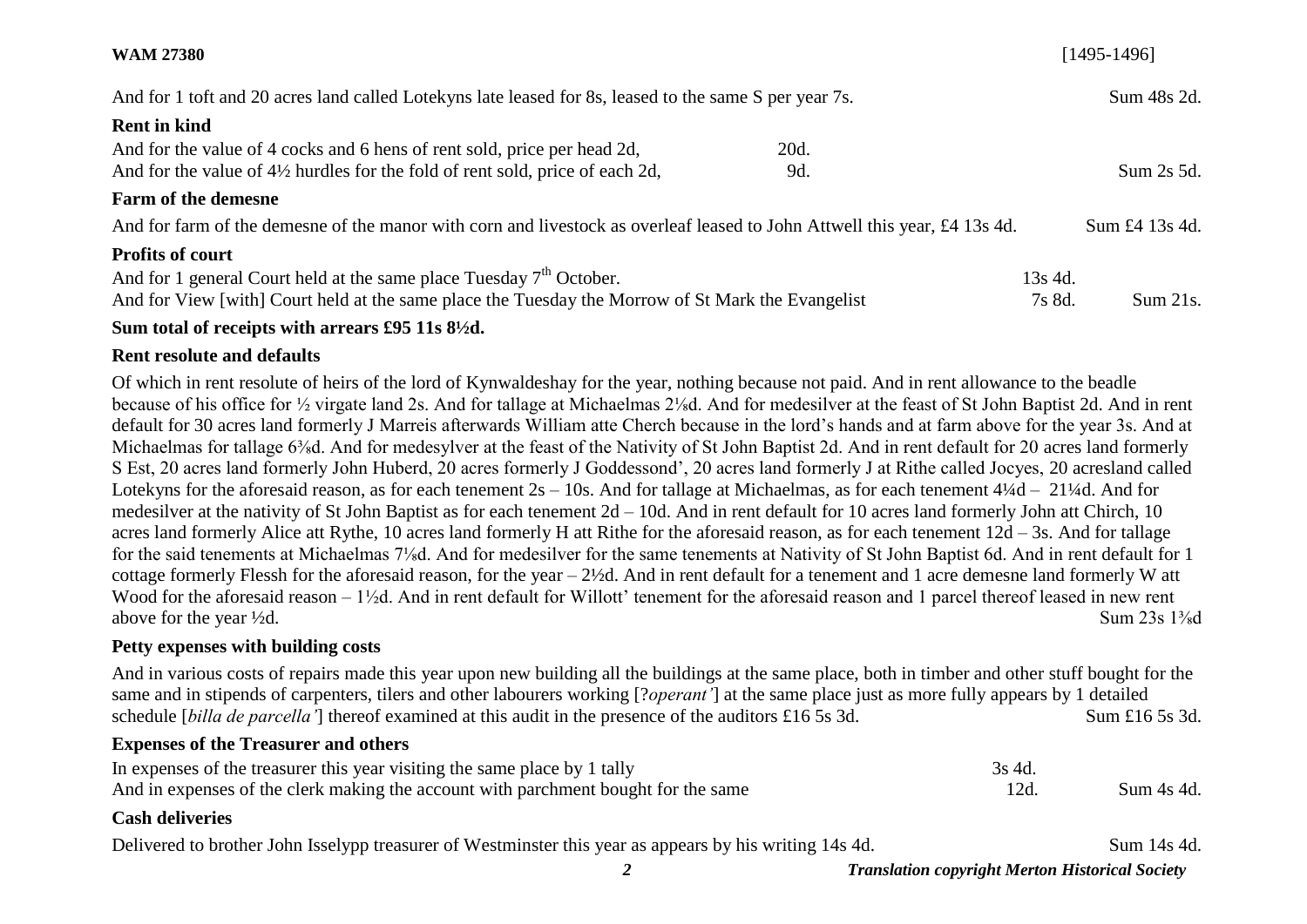And for 1 toft and 20 acres land called Lotekyns late leased for 8s, leased to the same S per year 7s. Sum 48s 2d.

**Rent in kind**

| | | |
|---|---|---|
| And for the value of 4 cocks and 6 hens of rent sold, price per head 2d, | 20d. | |
| And for the value of 4½ hurdles for the fold of rent sold, price of each 2d, | 9d. | Sum 2s 5d. |

**Farm of the demesne**

And for farm of the demesne of the manor with corn and livestock as overleaf leased to John Attwell this year, £4 13s 4d. Sum £4 13s 4d.

**Profits of court**

| | | |
|---|---|---|
| And for 1 general Court held at the same place Tuesday 7th October. | 13s 4d. | |
| And for View [with] Court held at the same place the Tuesday the Morrow of St Mark the Evangelist | 7s 8d. | Sum 21s. |

**Sum total of receipts with arrears £95 11s 8½d.**

**Rent resolute and defaults**

Of which in rent resolute of heirs of the lord of Kynwaldeshay for the year, nothing because not paid. And in rent allowance to the beadle because of his office for ½ virgate land 2s. And for tallage at Michaelmas 2⅛d. And for medesilver at the feast of St John Baptist 2d. And in rent default for 30 acres land formerly J Marreis afterwards William atte Cherch because in the lord's hands and at farm above for the year 3s. And at Michaelmas for tallage 6⅜d. And for medesylver at the feast of the Nativity of St John Baptist 2d. And in rent default for 20 acres land formerly S Est, 20 acres land formerly John Huberd, 20 acres formerly J Goddessond', 20 acres land formerly J at Rithe called Jocyes, 20 acresland called Lotekyns for the aforesaid reason, as for each tenement 2s – 10s. And for tallage at Michaelmas, as for each tenement 4¼d – 21¼d. And for medesilver at the nativity of St John Baptist as for each tenement 2d – 10d. And in rent default for 10 acres land formerly John att Chirch, 10 acres land formerly Alice att Rythe, 10 acres land formerly H att Rithe for the aforesaid reason, as for each tenement 12d – 3s. And for tallage for the said tenements at Michaelmas 7⅛d. And for medesilver for the same tenements at Nativity of St John Baptist 6d. And in rent default for 1 cottage formerly Flessh for the aforesaid reason, for the year – 2½d. And in rent default for a tenement and 1 acre demesne land formerly W att Wood for the aforesaid reason – 1½d. And in rent default for Willott' tenement for the aforesaid reason and 1 parcel thereof leased in new rent above for the year ½d. Sum 23s 1⅜d

**Petty expenses with building costs**

And in various costs of repairs made this year upon new building all the buildings at the same place, both in timber and other stuff bought for the same and in stipends of carpenters, tilers and other labourers working [?*operant'*] at the same place just as more fully appears by 1 detailed schedule [*billa de parcella'*] thereof examined at this audit in the presence of the auditors £16 5s 3d. Sum £16 5s 3d.

**Expenses of the Treasurer and others**

| | | |
|---|---|---|
| In expenses of the treasurer this year visiting the same place by 1 tally | 3s 4d. | |
| And in expenses of the clerk making the account with parchment bought for the same | 12d. | Sum 4s 4d. |

**Cash deliveries**

Delivered to brother John Isselypp treasurer of Westminster this year as appears by his writing 14s 4d. Sum 14s 4d.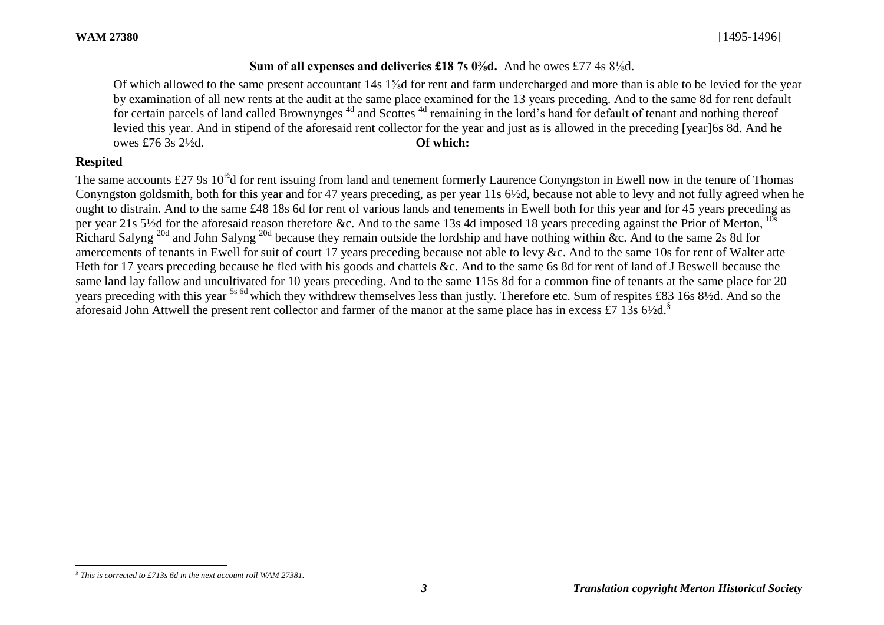**Sum of all expenses and deliveries £18 7s 0⅜d.** And he owes £77 4s 8⅛d.

Of which allowed to the same present accountant 14s 1⅝d for rent and farm undercharged and more than is able to be levied for the year by examination of all new rents at the audit at the same place examined for the 13 years preceding. And to the same 8d for rent default for certain parcels of land called Brownynges [4d] and Scottes [4d] remaining in the lord's hand for default of tenant and nothing thereof levied this year. And in stipend of the aforesaid rent collector for the year and just as is allowed in the preceding [year]6s 8d. And he owes £76 3s 2½d. **Of which:**

## Respited

The same accounts £27 9s 10½d for rent issuing from land and tenement formerly Laurence Conyngston in Ewell now in the tenure of Thomas Conyngston goldsmith, both for this year and for 47 years preceding, as per year 11s 6½d, because not able to levy and not fully agreed when he ought to distrain. And to the same £48 18s 6d for rent of various lands and tenements in Ewell both for this year and for 45 years preceding as per year 21s 5½d for the aforesaid reason therefore &c. And to the same 13s 4d imposed 18 years preceding against the Prior of Merton, [10s] Richard Salyng [20d] and John Salyng [20d] because they remain outside the lordship and have nothing within &c. And to the same 2s 8d for amercements of tenants in Ewell for suit of court 17 years preceding because not able to levy &c. And to the same 10s for rent of Walter atte Heth for 17 years preceding because he fled with his goods and chattels &c. And to the same 6s 8d for rent of land of J Beswell because the same land lay fallow and uncultivated for 10 years preceding. And to the same 115s 8d for a common fine of tenants at the same place for 20 years preceding with this year [5s 6d] which they withdrew themselves less than justly. Therefore etc. Sum of respites £83 16s 8½d. And so the aforesaid John Attwell the present rent collector and farmer of the manor at the same place has in excess £7 13s 6½d.[§]

---

[§] *This is corrected to £713s 6d in the next account roll WAM 27381.*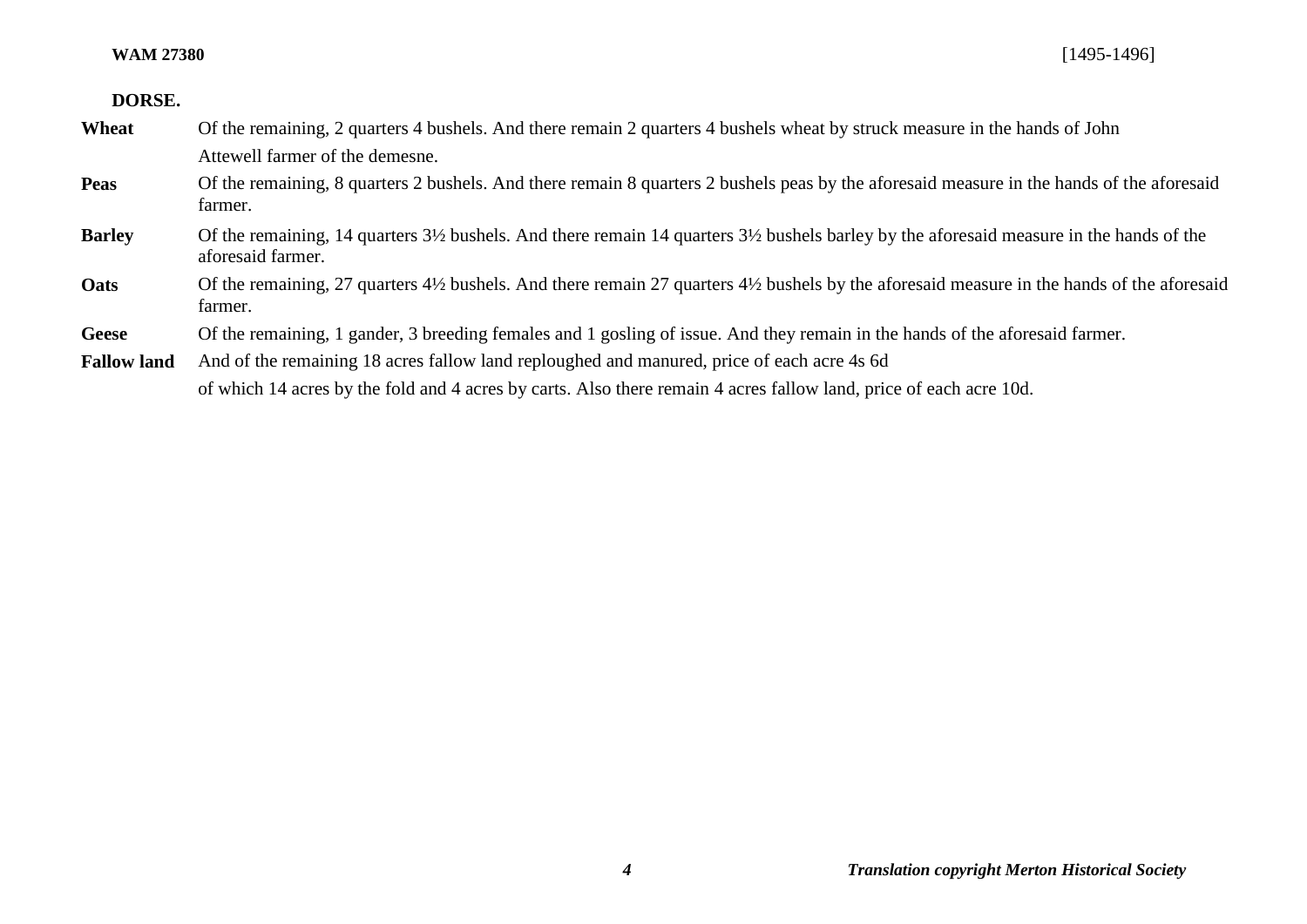**DORSE.**

| | |
|---|---|
| **Wheat** | Of the remaining, 2 quarters 4 bushels. And there remain 2 quarters 4 bushels wheat by struck measure in the hands of John Attewell farmer of the demesne. |
| **Peas** | Of the remaining, 8 quarters 2 bushels. And there remain 8 quarters 2 bushels peas by the aforesaid measure in the hands of the aforesaid farmer. |
| **Barley** | Of the remaining, 14 quarters 3½ bushels. And there remain 14 quarters 3½ bushels barley by the aforesaid measure in the hands of the aforesaid farmer. |
| **Oats** | Of the remaining, 27 quarters 4½ bushels. And there remain 27 quarters 4½ bushels by the aforesaid measure in the hands of the aforesaid farmer. |
| **Geese** | Of the remaining, 1 gander, 3 breeding females and 1 gosling of issue. And they remain in the hands of the aforesaid farmer. |
| **Fallow land** | And of the remaining 18 acres fallow land reploughed and manured, price of each acre 4s 6d of which 14 acres by the fold and 4 acres by carts. Also there remain 4 acres fallow land, price of each acre 10d. |